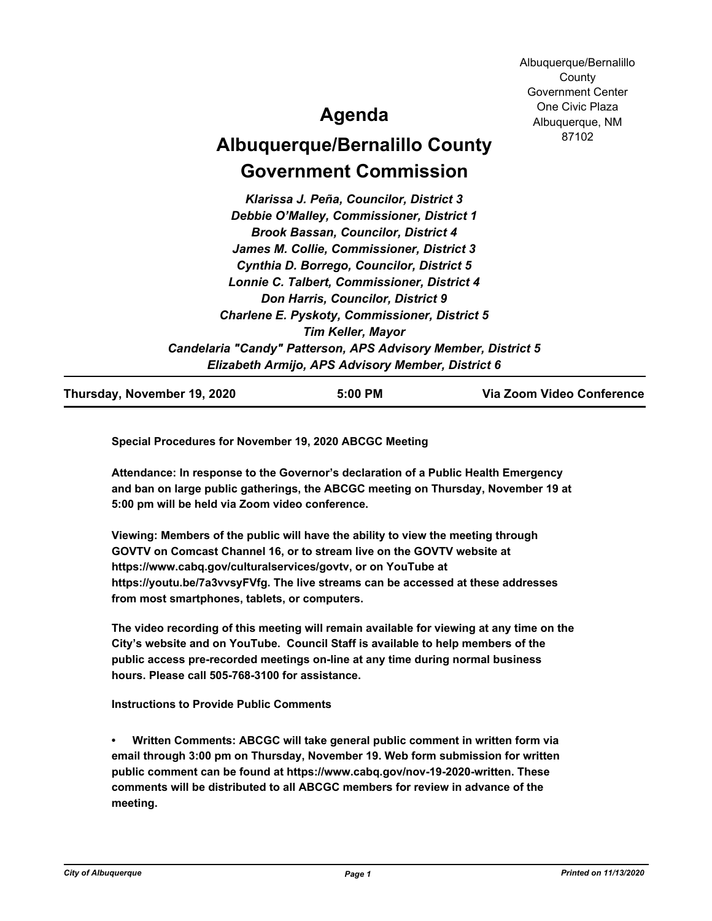Albuquerque/Bernalillo County
Government Center
One Civic Plaza
Albuquerque, NM 87102

# Agenda

# Albuquerque/Bernalillo County Government Commission

*Klarissa J. Peña, Councilor, District 3*
*Debbie O'Malley, Commissioner, District 1*
*Brook Bassan, Councilor, District 4*
*James M. Collie, Commissioner, District 3*
*Cynthia D. Borrego, Councilor, District 5*
*Lonnie C. Talbert, Commissioner, District 4*
*Don Harris, Councilor, District 9*
*Charlene E. Pyskoty, Commissioner, District 5*
*Tim Keller, Mayor*
*Candelaria "Candy" Patterson, APS Advisory Member, District 5*
*Elizabeth Armijo, APS Advisory Member, District 6*

**Thursday, November 19, 2020 | 5:00 PM | Via Zoom Video Conference**

**Special Procedures for November 19, 2020 ABCGC Meeting**

**Attendance: In response to the Governor's declaration of a Public Health Emergency and ban on large public gatherings, the ABCGC meeting on Thursday, November 19 at 5:00 pm will be held via Zoom video conference.**

**Viewing: Members of the public will have the ability to view the meeting through GOVTV on Comcast Channel 16, or to stream live on the GOVTV website at https://www.cabq.gov/culturalservices/govtv, or on YouTube at https://youtu.be/7a3vvsyFVfg. The live streams can be accessed at these addresses from most smartphones, tablets, or computers.**

**The video recording of this meeting will remain available for viewing at any time on the City's website and on YouTube. Council Staff is available to help members of the public access pre-recorded meetings on-line at any time during normal business hours. Please call 505-768-3100 for assistance.**

**Instructions to Provide Public Comments**

- **Written Comments: ABCGC will take general public comment in written form via email through 3:00 pm on Thursday, November 19. Web form submission for written public comment can be found at https://www.cabq.gov/nov-19-2020-written. These comments will be distributed to all ABCGC members for review in advance of the meeting.**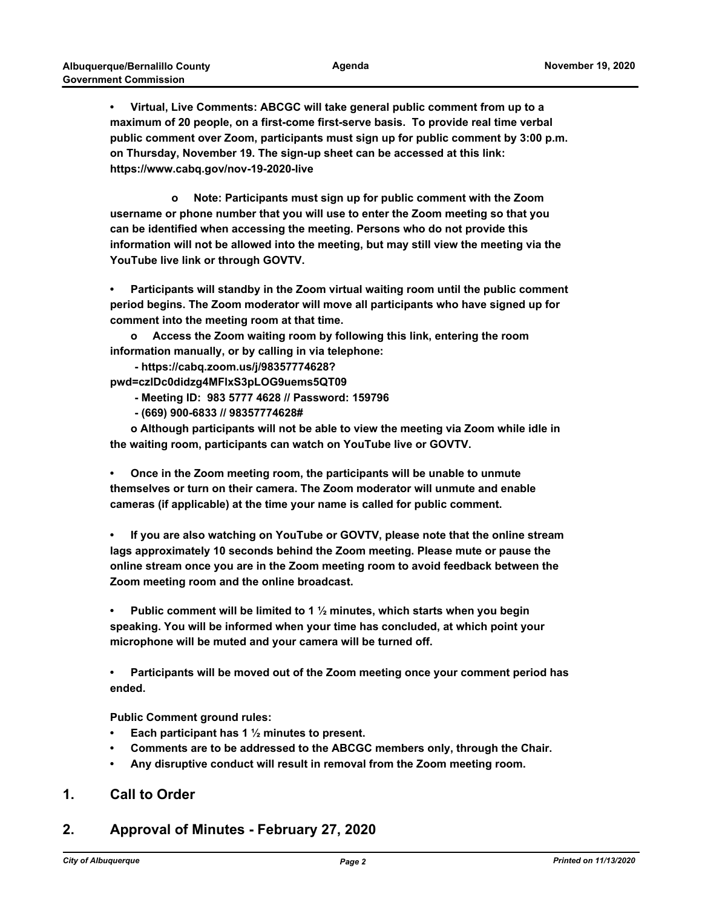- **Virtual, Live Comments: ABCGC will take general public comment from up to a maximum of 20 people, on a first-come first-serve basis. To provide real time verbal public comment over Zoom, participants must sign up for public comment by 3:00 p.m. on Thursday, November 19. The sign-up sheet can be accessed at this link: https://www.cabq.gov/nov-19-2020-live**

    - **Note: Participants must sign up for public comment with the Zoom username or phone number that you will use to enter the Zoom meeting so that you can be identified when accessing the meeting. Persons who do not provide this information will not be allowed into the meeting, but may still view the meeting via the YouTube live link or through GOVTV.**

- **Participants will standby in the Zoom virtual waiting room until the public comment period begins. The Zoom moderator will move all participants who have signed up for comment into the meeting room at that time.**
    - **Access the Zoom waiting room by following this link, entering the room information manually, or by calling in via telephone:**
        - **https://cabq.zoom.us/j/98357774628?pwd=czlDc0didzg4MFlxS3pLOG9uems5QT09**
        - **Meeting ID: 983 5777 4628 // Password: 159796**
        - **(669) 900-6833 // 98357774628#**
    - **Although participants will not be able to view the meeting via Zoom while idle in the waiting room, participants can watch on YouTube live or GOVTV.**

- **Once in the Zoom meeting room, the participants will be unable to unmute themselves or turn on their camera. The Zoom moderator will unmute and enable cameras (if applicable) at the time your name is called for public comment.**

- **If you are also watching on YouTube or GOVTV, please note that the online stream lags approximately 10 seconds behind the Zoom meeting. Please mute or pause the online stream once you are in the Zoom meeting room to avoid feedback between the Zoom meeting room and the online broadcast.**

- **Public comment will be limited to 1 ½ minutes, which starts when you begin speaking. You will be informed when your time has concluded, at which point your microphone will be muted and your camera will be turned off.**

- **Participants will be moved out of the Zoom meeting once your comment period has ended.**

**Public Comment ground rules:**

- **Each participant has 1 ½ minutes to present.**
- **Comments are to be addressed to the ABCGC members only, through the Chair.**
- **Any disruptive conduct will result in removal from the Zoom meeting room.**

## 1. Call to Order

## 2. Approval of Minutes - February 27, 2020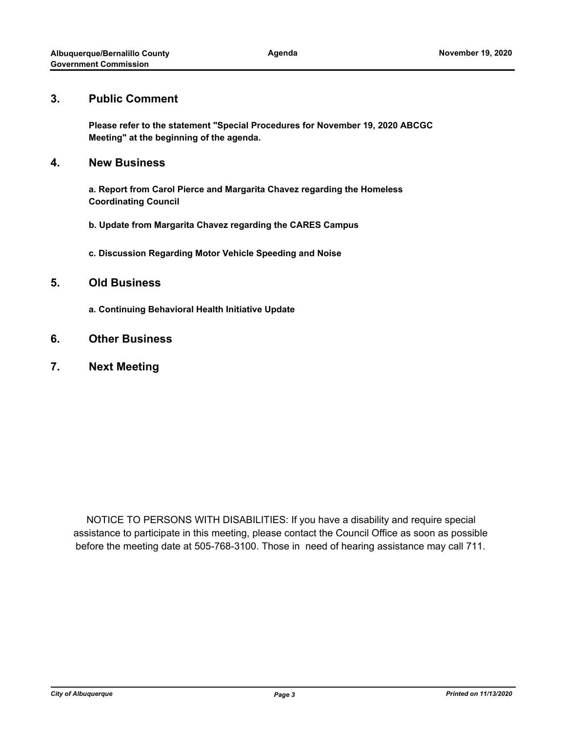## 3. Public Comment

**Please refer to the statement "Special Procedures for November 19, 2020 ABCGC Meeting" at the beginning of the agenda.**

## 4. New Business

**a. Report from Carol Pierce and Margarita Chavez regarding the Homeless Coordinating Council**

**b. Update from Margarita Chavez regarding the CARES Campus**

**c. Discussion Regarding Motor Vehicle Speeding and Noise**

## 5. Old Business

**a. Continuing Behavioral Health Initiative Update**

## 6. Other Business

## 7. Next Meeting

NOTICE TO PERSONS WITH DISABILITIES: If you have a disability and require special assistance to participate in this meeting, please contact the Council Office as soon as possible before the meeting date at 505-768-3100. Those in need of hearing assistance may call 711.